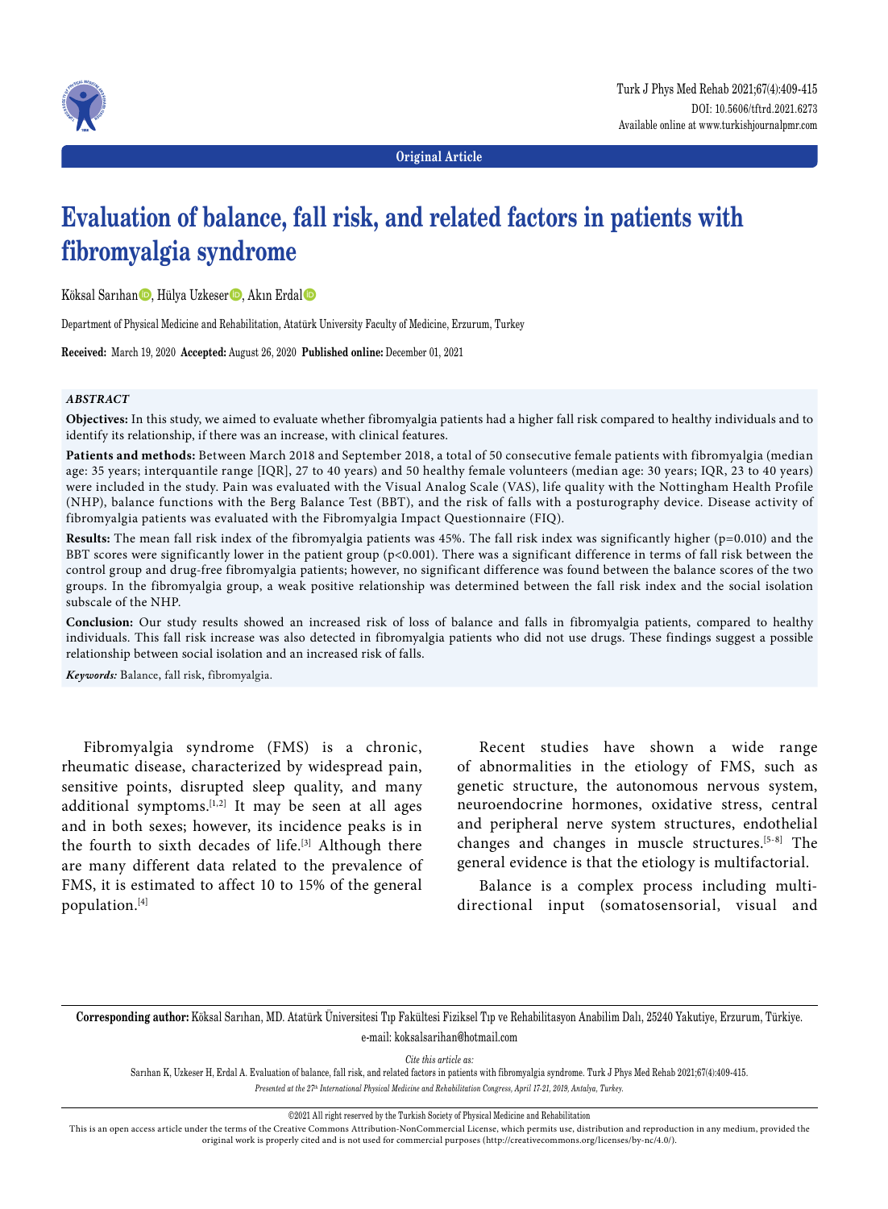Original Article

# Evaluation of balance, fall risk, and related factors in patients with fibromyalgia syndrome

Köksal Sarıhan, Hülya Uzkeser, Akın Erdal

Department of Physical Medicine and Rehabilitation, Atatürk University Faculty of Medicine, Erzurum, Turkey

**Received:** March 19, 2020 **Accepted:** August 26, 2020 **Published online:** December 01, 2021

## *ABSTRACT*

**Objectives:** In this study, we aimed to evaluate whether fibromyalgia patients had a higher fall risk compared to healthy individuals and to identify its relationship, if there was an increase, with clinical features.

**Patients and methods:** Between March 2018 and September 2018, a total of 50 consecutive female patients with fibromyalgia (median age: 35 years; interquantile range [IQR], 27 to 40 years) and 50 healthy female volunteers (median age: 30 years; IQR, 23 to 40 years) were included in the study. Pain was evaluated with the Visual Analog Scale (VAS), life quality with the Nottingham Health Profile (NHP), balance functions with the Berg Balance Test (BBT), and the risk of falls with a posturography device. Disease activity of fibromyalgia patients was evaluated with the Fibromyalgia Impact Questionnaire (FIQ).

**Results:** The mean fall risk index of the fibromyalgia patients was 45%. The fall risk index was significantly higher ($p=0.010$) and the BBT scores were significantly lower in the patient group ($p<0.001$). There was a significant difference in terms of fall risk between the control group and drug-free fibromyalgia patients; however, no significant difference was found between the balance scores of the two groups. In the fibromyalgia group, a weak positive relationship was determined between the fall risk index and the social isolation subscale of the NHP.

**Conclusion:** Our study results showed an increased risk of loss of balance and falls in fibromyalgia patients, compared to healthy individuals. This fall risk increase was also detected in fibromyalgia patients who did not use drugs. These findings suggest a possible relationship between social isolation and an increased risk of falls.

***Keywords:*** Balance, fall risk, fibromyalgia.

Fibromyalgia syndrome (FMS) is a chronic, rheumatic disease, characterized by widespread pain, sensitive points, disrupted sleep quality, and many additional symptoms.[1,2] It may be seen at all ages and in both sexes; however, its incidence peaks is in the fourth to sixth decades of life.[3] Although there are many different data related to the prevalence of FMS, it is estimated to affect 10 to 15% of the general population.[4]

Recent studies have shown a wide range of abnormalities in the etiology of FMS, such as genetic structure, the autonomous nervous system, neuroendocrine hormones, oxidative stress, central and peripheral nerve system structures, endothelial changes and changes in muscle structures.[5-8] The general evidence is that the etiology is multifactorial.

Balance is a complex process including multi-directional input (somatosensorial, visual and

**Corresponding author:** Köksal Sarıhan, MD. Atatürk Üniversitesi Tıp Fakültesi Fiziksel Tıp ve Rehabilitasyon Anabilim Dalı, 25240 Yakutiye, Erzurum, Türkiye. e-mail: koksalsarihan@hotmail.com

*Cite this article as:*

Sarıhan K, Uzkeser H, Erdal A. Evaluation of balance, fall risk, and related factors in patients with fibromyalgia syndrome. Turk J Phys Med Rehab 2021;67(4):409-415.

*Presented at the 27th International Physical Medicine and Rehabilitation Congress, April 17-21, 2019, Antalya, Turkey.*

©2021 All right reserved by the Turkish Society of Physical Medicine and Rehabilitation

This is an open access article under the terms of the Creative Commons Attribution-NonCommercial License, which permits use, distribution and reproduction in any medium, provided the original work is properly cited and is not used for commercial purposes (http://creativecommons.org/licenses/by-nc/4.0/).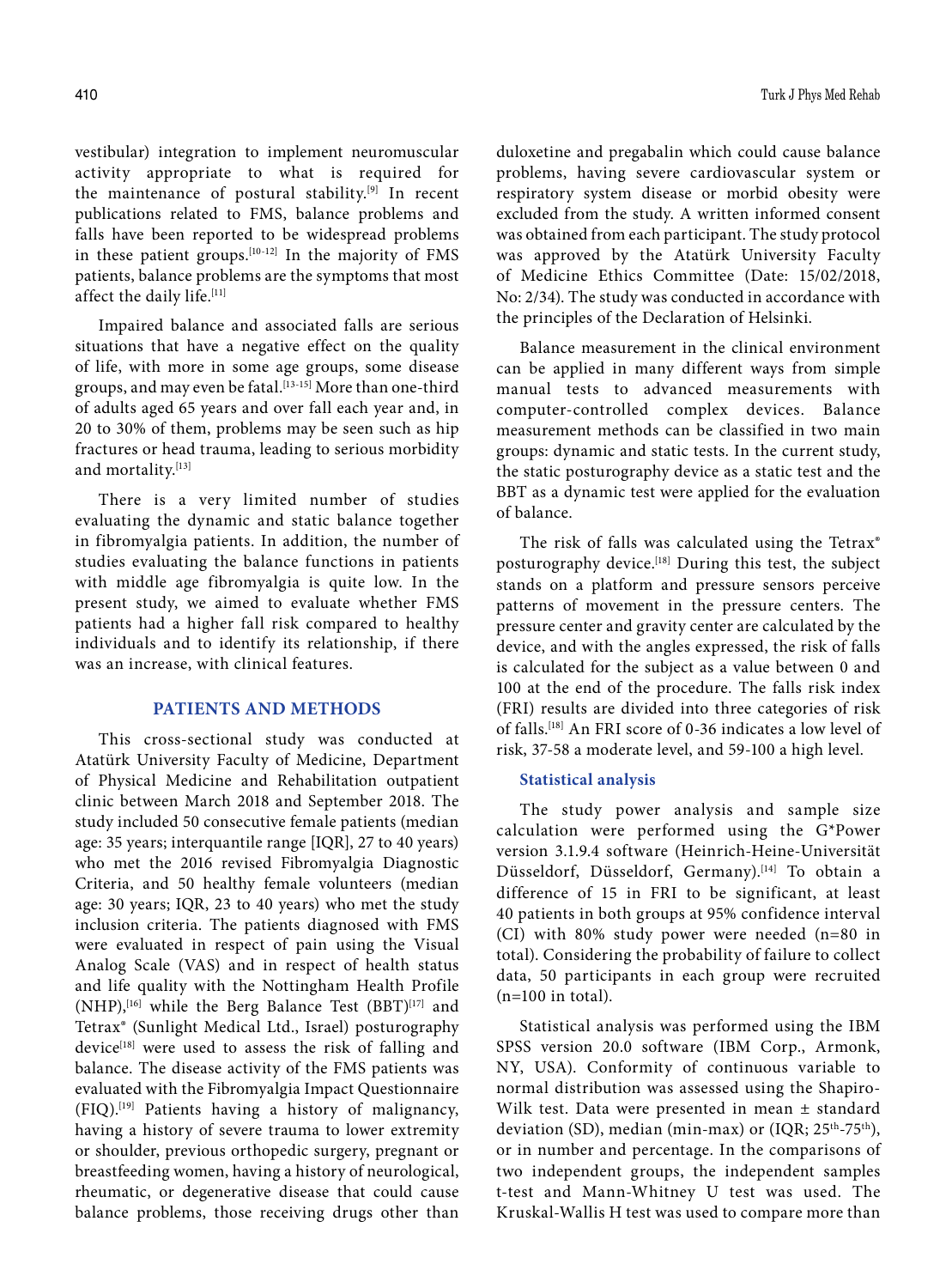vestibular) integration to implement neuromuscular activity appropriate to what is required for the maintenance of postural stability.[9] In recent publications related to FMS, balance problems and falls have been reported to be widespread problems in these patient groups.[10-12] In the majority of FMS patients, balance problems are the symptoms that most affect the daily life.[11]

Impaired balance and associated falls are serious situations that have a negative effect on the quality of life, with more in some age groups, some disease groups, and may even be fatal.[13-15] More than one-third of adults aged 65 years and over fall each year and, in 20 to 30% of them, problems may be seen such as hip fractures or head trauma, leading to serious morbidity and mortality.[13]

There is a very limited number of studies evaluating the dynamic and static balance together in fibromyalgia patients. In addition, the number of studies evaluating the balance functions in patients with middle age fibromyalgia is quite low. In the present study, we aimed to evaluate whether FMS patients had a higher fall risk compared to healthy individuals and to identify its relationship, if there was an increase, with clinical features.

## PATIENTS AND METHODS

This cross-sectional study was conducted at Atatürk University Faculty of Medicine, Department of Physical Medicine and Rehabilitation outpatient clinic between March 2018 and September 2018. The study included 50 consecutive female patients (median age: 35 years; interquantile range [IQR], 27 to 40 years) who met the 2016 revised Fibromyalgia Diagnostic Criteria, and 50 healthy female volunteers (median age: 30 years; IQR, 23 to 40 years) who met the study inclusion criteria. The patients diagnosed with FMS were evaluated in respect of pain using the Visual Analog Scale (VAS) and in respect of health status and life quality with the Nottingham Health Profile (NHP),[16] while the Berg Balance Test (BBT)[17] and Tetrax® (Sunlight Medical Ltd., Israel) posturography device[18] were used to assess the risk of falling and balance. The disease activity of the FMS patients was evaluated with the Fibromyalgia Impact Questionnaire (FIQ).[19] Patients having a history of malignancy, having a history of severe trauma to lower extremity or shoulder, previous orthopedic surgery, pregnant or breastfeeding women, having a history of neurological, rheumatic, or degenerative disease that could cause balance problems, those receiving drugs other than duloxetine and pregabalin which could cause balance problems, having severe cardiovascular system or respiratory system disease or morbid obesity were excluded from the study. A written informed consent was obtained from each participant. The study protocol was approved by the Atatürk University Faculty of Medicine Ethics Committee (Date: 15/02/2018, No: 2/34). The study was conducted in accordance with the principles of the Declaration of Helsinki.

Balance measurement in the clinical environment can be applied in many different ways from simple manual tests to advanced measurements with computer-controlled complex devices. Balance measurement methods can be classified in two main groups: dynamic and static tests. In the current study, the static posturography device as a static test and the BBT as a dynamic test were applied for the evaluation of balance.

The risk of falls was calculated using the Tetrax® posturography device.[18] During this test, the subject stands on a platform and pressure sensors perceive patterns of movement in the pressure centers. The pressure center and gravity center are calculated by the device, and with the angles expressed, the risk of falls is calculated for the subject as a value between 0 and 100 at the end of the procedure. The falls risk index (FRI) results are divided into three categories of risk of falls.[18] An FRI score of 0-36 indicates a low level of risk, 37-58 a moderate level, and 59-100 a high level.

### Statistical analysis

The study power analysis and sample size calculation were performed using the G*Power version 3.1.9.4 software (Heinrich-Heine-Universität Düsseldorf, Düsseldorf, Germany).[14] To obtain a difference of 15 in FRI to be significant, at least 40 patients in both groups at 95% confidence interval (CI) with 80% study power were needed (n=80 in total). Considering the probability of failure to collect data, 50 participants in each group were recruited (n=100 in total).

Statistical analysis was performed using the IBM SPSS version 20.0 software (IBM Corp., Armonk, NY, USA). Conformity of continuous variable to normal distribution was assessed using the Shapiro-Wilk test. Data were presented in mean ± standard deviation (SD), median (min-max) or (IQR; 25th-75th), or in number and percentage. In the comparisons of two independent groups, the independent samples t-test and Mann-Whitney U test was used. The Kruskal-Wallis H test was used to compare more than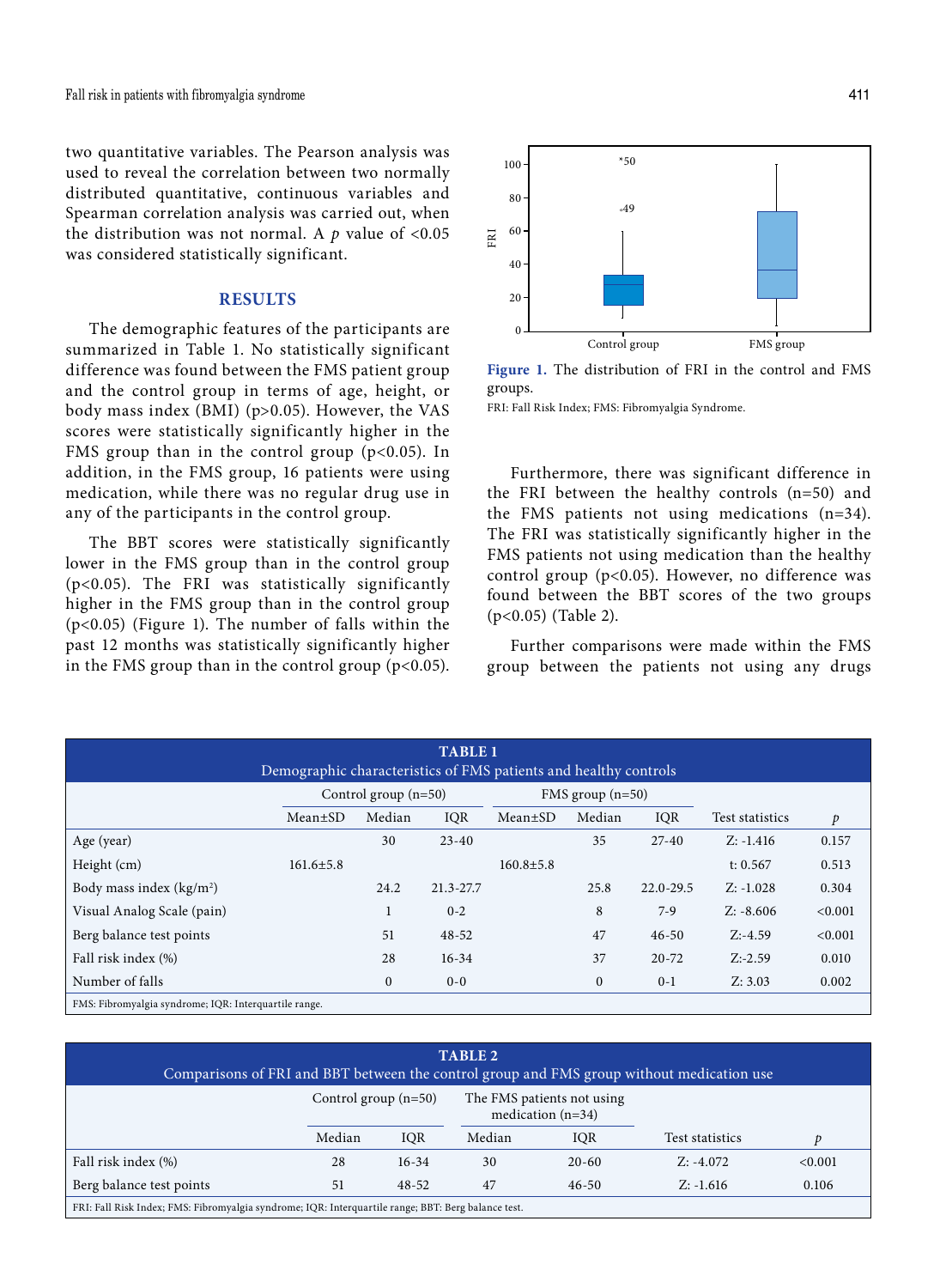two quantitative variables. The Pearson analysis was used to reveal the correlation between two normally distributed quantitative, continuous variables and Spearman correlation analysis was carried out, when the distribution was not normal. A *p* value of <0.05 was considered statistically significant.

## RESULTS

The demographic features of the participants are summarized in Table 1. No statistically significant difference was found between the FMS patient group and the control group in terms of age, height, or body mass index (BMI) (p>0.05). However, the VAS scores were statistically significantly higher in the FMS group than in the control group (p<0.05). In addition, in the FMS group, 16 patients were using medication, while there was no regular drug use in any of the participants in the control group.

The BBT scores were statistically significantly lower in the FMS group than in the control group (p<0.05). The FRI was statistically significantly higher in the FMS group than in the control group (p<0.05) (Figure 1). The number of falls within the past 12 months was statistically significantly higher in the FMS group than in the control group (p<0.05).

**Figure 1.** The distribution of FRI in the control and FMS groups.

FRI: Fall Risk Index; FMS: Fibromyalgia Syndrome.

Furthermore, there was significant difference in the FRI between the healthy controls (n=50) and the FMS patients not using medications (n=34). The FRI was statistically significantly higher in the FMS patients not using medication than the healthy control group (p<0.05). However, no difference was found between the BBT scores of the two groups (p<0.05) (Table 2).

Further comparisons were made within the FMS group between the patients not using any drugs

**TABLE 1**
Demographic characteristics of FMS patients and healthy controls

| | Control group (n=50) | | | FMS group (n=50) | | | | |
|---|---|---|---|---|---|---|---|---|
| | Mean±SD | Median | IQR | Mean±SD | Median | IQR | Test statistics | *p* |
| Age (year) | | 30 | 23-40 | | 35 | 27-40 | Z: -1.416 | 0.157 |
| Height (cm) | 161.6±5.8 | | | 160.8±5.8 | | | t: 0.567 | 0.513 |
| Body mass index (kg/m²) | | 24.2 | 21.3-27.7 | | 25.8 | 22.0-29.5 | Z: -1.028 | 0.304 |
| Visual Analog Scale (pain) | | 1 | 0-2 | | 8 | 7-9 | Z: -8.606 | <0.001 |
| Berg balance test points | | 51 | 48-52 | | 47 | 46-50 | Z:-4.59 | <0.001 |
| Fall risk index (%) | | 28 | 16-34 | | 37 | 20-72 | Z:-2.59 | 0.010 |
| Number of falls | | 0 | 0-0 | | 0 | 0-1 | Z: 3.03 | 0.002 |

FMS: Fibromyalgia syndrome; IQR: Interquartile range.

**TABLE 2**
Comparisons of FRI and BBT between the control group and FMS group without medication use

| | Control group (n=50) | | The FMS patients not using medication (n=34) | | | |
|---|---|---|---|---|---|---|
| | Median | IQR | Median | IQR | Test statistics | *p* |
| Fall risk index (%) | 28 | 16-34 | 30 | 20-60 | Z: -4.072 | <0.001 |
| Berg balance test points | 51 | 48-52 | 47 | 46-50 | Z: -1.616 | 0.106 |

FRI: Fall Risk Index; FMS: Fibromyalgia syndrome; IQR: Interquartile range; BBT: Berg balance test.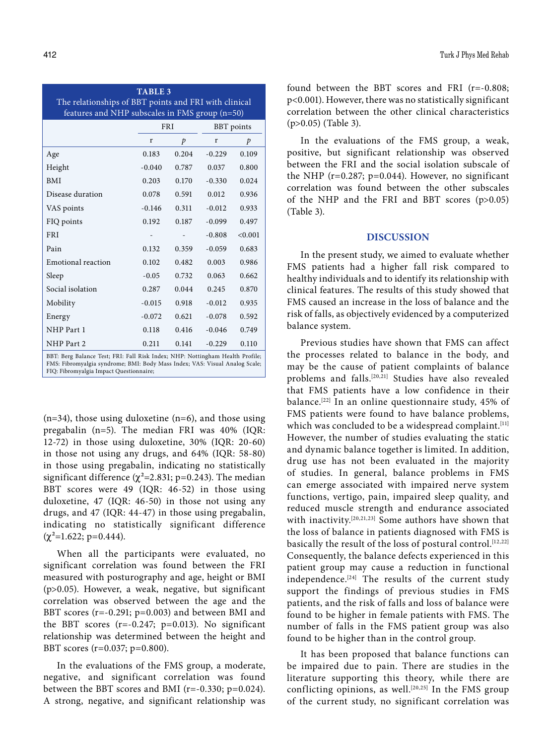**TABLE 3**
The relationships of BBT points and FRI with clinical features and NHP subscales in FMS group (n=50)

| | FRI | | BBT points | |
|---|---|---|---|---|
| | r | *p* | r | *p* |
| Age | 0.183 | 0.204 | -0.229 | 0.109 |
| Height | -0.040 | 0.787 | 0.037 | 0.800 |
| BMI | 0.203 | 0.170 | -0.330 | 0.024 |
| Disease duration | 0.078 | 0.591 | 0.012 | 0.936 |
| VAS points | -0.146 | 0.311 | -0.012 | 0.933 |
| FIQ points | 0.192 | 0.187 | -0.099 | 0.497 |
| FRI | - | - | -0.808 | <0.001 |
| Pain | 0.132 | 0.359 | -0.059 | 0.683 |
| Emotional reaction | 0.102 | 0.482 | 0.003 | 0.986 |
| Sleep | -0.05 | 0.732 | 0.063 | 0.662 |
| Social isolation | 0.287 | 0.044 | 0.245 | 0.870 |
| Mobility | -0.015 | 0.918 | -0.012 | 0.935 |
| Energy | -0.072 | 0.621 | -0.078 | 0.592 |
| NHP Part 1 | 0.118 | 0.416 | -0.046 | 0.749 |
| NHP Part 2 | 0.211 | 0.141 | -0.229 | 0.110 |

BBT: Berg Balance Test; FRI: Fall Risk Index; NHP: Nottingham Health Profile; FMS: Fibromyalgia syndrome; BMI: Body Mass Index; VAS: Visual Analog Scale; FIQ: Fibromyalgia Impact Questionnaire;

(n=34), those using duloxetine (n=6), and those using pregabalin (n=5). The median FRI was 40% (IQR: 12-72) in those using duloxetine, 30% (IQR: 20-60) in those not using any drugs, and 64% (IQR: 58-80) in those using pregabalin, indicating no statistically significant difference ($\chi^2$=2.831; p=0.243). The median BBT scores were 49 (IQR: 46-52) in those using duloxetine, 47 (IQR: 46-50) in those not using any drugs, and 47 (IQR: 44-47) in those using pregabalin, indicating no statistically significant difference ($\chi^2$=1.622; p=0.444).

When all the participants were evaluated, no significant correlation was found between the FRI measured with posturography and age, height or BMI (p>0.05). However, a weak, negative, but significant correlation was observed between the age and the BBT scores (r=-0.291; p=0.003) and between BMI and the BBT scores (r=-0.247; p=0.013). No significant relationship was determined between the height and BBT scores (r=0.037; p=0.800).

In the evaluations of the FMS group, a moderate, negative, and significant correlation was found between the BBT scores and BMI (r=-0.330; p=0.024). A strong, negative, and significant relationship was found between the BBT scores and FRI (r=-0.808; p<0.001). However, there was no statistically significant correlation between the other clinical characteristics (p>0.05) (Table 3).

In the evaluations of the FMS group, a weak, positive, but significant relationship was observed between the FRI and the social isolation subscale of the NHP (r=0.287; p=0.044). However, no significant correlation was found between the other subscales of the NHP and the FRI and BBT scores (p>0.05) (Table 3).

## DISCUSSION

In the present study, we aimed to evaluate whether FMS patients had a higher fall risk compared to healthy individuals and to identify its relationship with clinical features. The results of this study showed that FMS caused an increase in the loss of balance and the risk of falls, as objectively evidenced by a computerized balance system.

Previous studies have shown that FMS can affect the processes related to balance in the body, and may be the cause of patient complaints of balance problems and falls.[20,21] Studies have also revealed that FMS patients have a low confidence in their balance.[22] In an online questionnaire study, 45% of FMS patients were found to have balance problems, which was concluded to be a widespread complaint.[11] However, the number of studies evaluating the static and dynamic balance together is limited. In addition, drug use has not been evaluated in the majority of studies. In general, balance problems in FMS can emerge associated with impaired nerve system functions, vertigo, pain, impaired sleep quality, and reduced muscle strength and endurance associated with inactivity.[20,21,23] Some authors have shown that the loss of balance in patients diagnosed with FMS is basically the result of the loss of postural control.[12,22] Consequently, the balance defects experienced in this patient group may cause a reduction in functional independence.[24] The results of the current study support the findings of previous studies in FMS patients, and the risk of falls and loss of balance were found to be higher in female patients with FMS. The number of falls in the FMS patient group was also found to be higher than in the control group.

It has been proposed that balance functions can be impaired due to pain. There are studies in the literature supporting this theory, while there are conflicting opinions, as well.[20,25] In the FMS group of the current study, no significant correlation was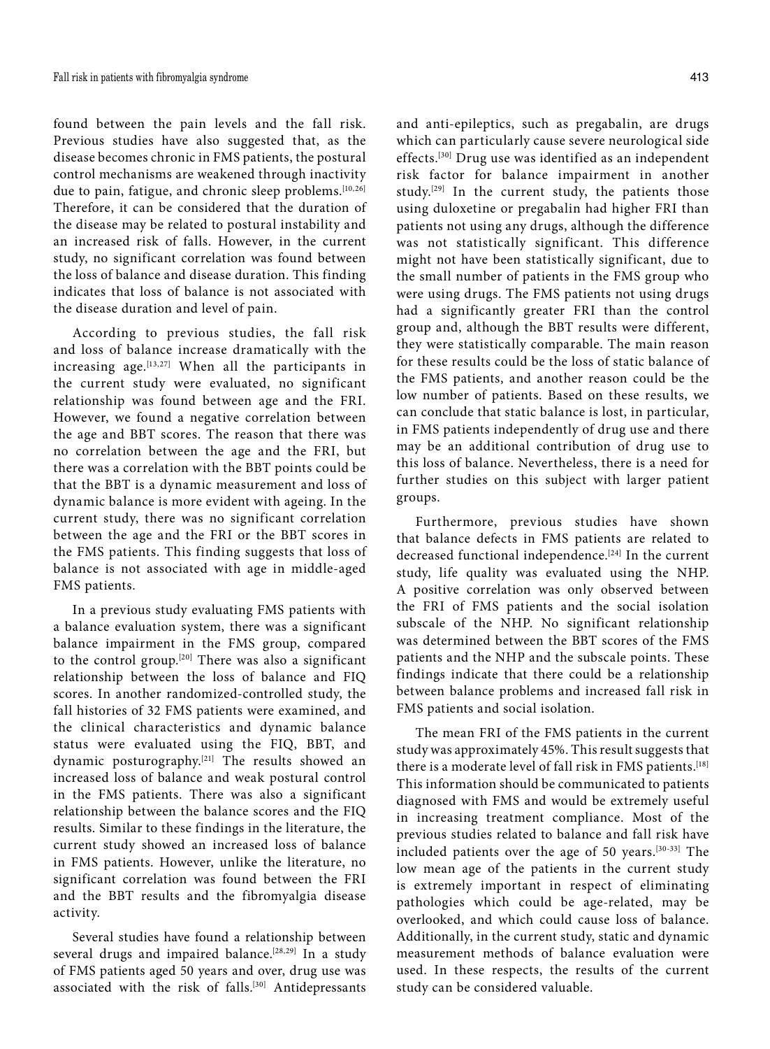found between the pain levels and the fall risk. Previous studies have also suggested that, as the disease becomes chronic in FMS patients, the postural control mechanisms are weakened through inactivity due to pain, fatigue, and chronic sleep problems.[10,26] Therefore, it can be considered that the duration of the disease may be related to postural instability and an increased risk of falls. However, in the current study, no significant correlation was found between the loss of balance and disease duration. This finding indicates that loss of balance is not associated with the disease duration and level of pain.

According to previous studies, the fall risk and loss of balance increase dramatically with the increasing age.[13,27] When all the participants in the current study were evaluated, no significant relationship was found between age and the FRI. However, we found a negative correlation between the age and BBT scores. The reason that there was no correlation between the age and the FRI, but there was a correlation with the BBT points could be that the BBT is a dynamic measurement and loss of dynamic balance is more evident with ageing. In the current study, there was no significant correlation between the age and the FRI or the BBT scores in the FMS patients. This finding suggests that loss of balance is not associated with age in middle-aged FMS patients.

In a previous study evaluating FMS patients with a balance evaluation system, there was a significant balance impairment in the FMS group, compared to the control group.[20] There was also a significant relationship between the loss of balance and FIQ scores. In another randomized-controlled study, the fall histories of 32 FMS patients were examined, and the clinical characteristics and dynamic balance status were evaluated using the FIQ, BBT, and dynamic posturography.[21] The results showed an increased loss of balance and weak postural control in the FMS patients. There was also a significant relationship between the balance scores and the FIQ results. Similar to these findings in the literature, the current study showed an increased loss of balance in FMS patients. However, unlike the literature, no significant correlation was found between the FRI and the BBT results and the fibromyalgia disease activity.

Several studies have found a relationship between several drugs and impaired balance.[28,29] In a study of FMS patients aged 50 years and over, drug use was associated with the risk of falls.[30] Antidepressants and anti-epileptics, such as pregabalin, are drugs which can particularly cause severe neurological side effects.[30] Drug use was identified as an independent risk factor for balance impairment in another study.[29] In the current study, the patients those using duloxetine or pregabalin had higher FRI than patients not using any drugs, although the difference was not statistically significant. This difference might not have been statistically significant, due to the small number of patients in the FMS group who were using drugs. The FMS patients not using drugs had a significantly greater FRI than the control group and, although the BBT results were different, they were statistically comparable. The main reason for these results could be the loss of static balance of the FMS patients, and another reason could be the low number of patients. Based on these results, we can conclude that static balance is lost, in particular, in FMS patients independently of drug use and there may be an additional contribution of drug use to this loss of balance. Nevertheless, there is a need for further studies on this subject with larger patient groups.

Furthermore, previous studies have shown that balance defects in FMS patients are related to decreased functional independence.[24] In the current study, life quality was evaluated using the NHP. A positive correlation was only observed between the FRI of FMS patients and the social isolation subscale of the NHP. No significant relationship was determined between the BBT scores of the FMS patients and the NHP and the subscale points. These findings indicate that there could be a relationship between balance problems and increased fall risk in FMS patients and social isolation.

The mean FRI of the FMS patients in the current study was approximately 45%. This result suggests that there is a moderate level of fall risk in FMS patients.[18] This information should be communicated to patients diagnosed with FMS and would be extremely useful in increasing treatment compliance. Most of the previous studies related to balance and fall risk have included patients over the age of 50 years.[30-33] The low mean age of the patients in the current study is extremely important in respect of eliminating pathologies which could be age-related, may be overlooked, and which could cause loss of balance. Additionally, in the current study, static and dynamic measurement methods of balance evaluation were used. In these respects, the results of the current study can be considered valuable.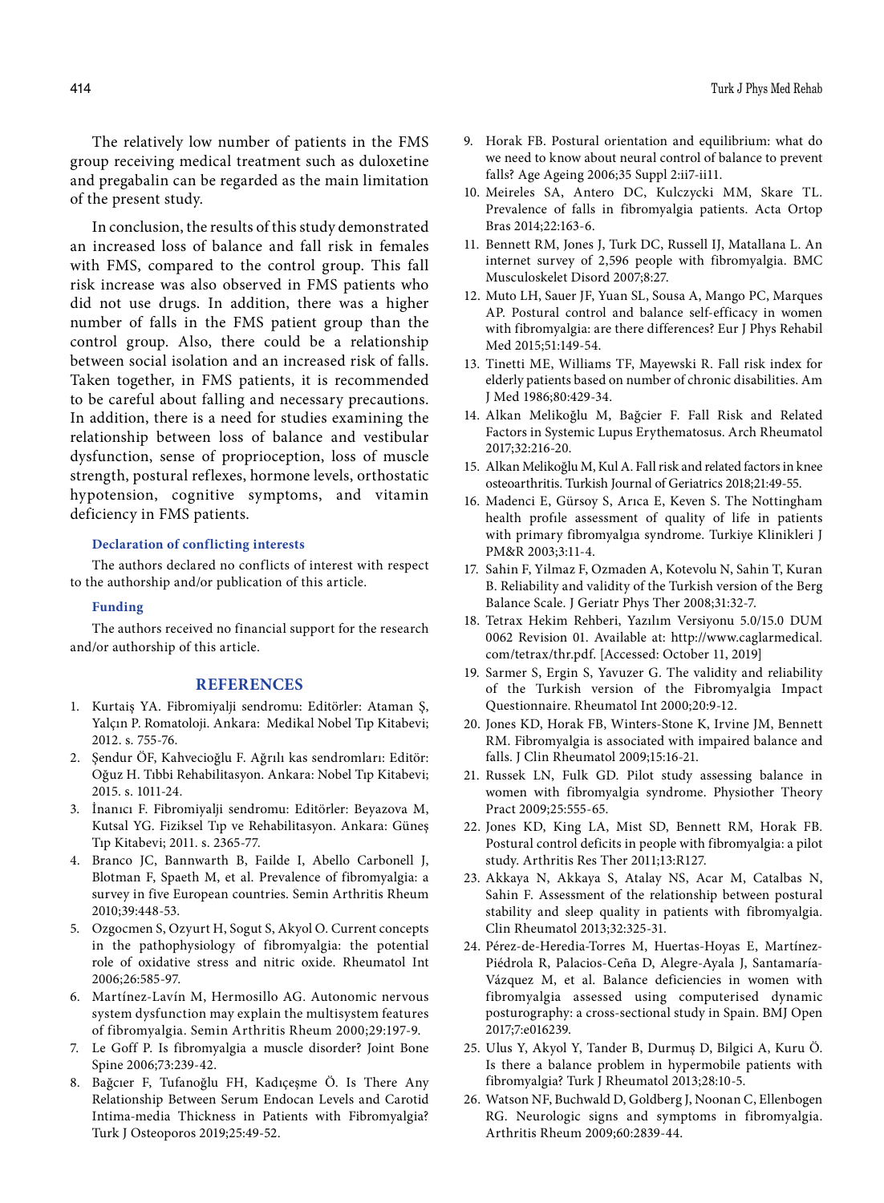The relatively low number of patients in the FMS group receiving medical treatment such as duloxetine and pregabalin can be regarded as the main limitation of the present study.

In conclusion, the results of this study demonstrated an increased loss of balance and fall risk in females with FMS, compared to the control group. This fall risk increase was also observed in FMS patients who did not use drugs. In addition, there was a higher number of falls in the FMS patient group than the control group. Also, there could be a relationship between social isolation and an increased risk of falls. Taken together, in FMS patients, it is recommended to be careful about falling and necessary precautions. In addition, there is a need for studies examining the relationship between loss of balance and vestibular dysfunction, sense of proprioception, loss of muscle strength, postural reflexes, hormone levels, orthostatic hypotension, cognitive symptoms, and vitamin deficiency in FMS patients.

#### Declaration of conflicting interests

The authors declared no conflicts of interest with respect to the authorship and/or publication of this article.

#### Funding

The authors received no financial support for the research and/or authorship of this article.

## REFERENCES

1. Kurtaiş YA. Fibromiyalji sendromu: Editörler: Ataman Ş, Yalçın P. Romatoloji. Ankara: Medikal Nobel Tıp Kitabevi; 2012. s. 755-76.
2. Şendur ÖF, Kahvecioğlu F. Ağrılı kas sendromları: Editör: Oğuz H. Tıbbi Rehabilitasyon. Ankara: Nobel Tıp Kitabevi; 2015. s. 1011-24.
3. İnanıcı F. Fibromiyalji sendromu: Editörler: Beyazova M, Kutsal YG. Fiziksel Tıp ve Rehabilitasyon. Ankara: Güneş Tıp Kitabevi; 2011. s. 2365-77.
4. Branco JC, Bannwarth B, Failde I, Abello Carbonell J, Blotman F, Spaeth M, et al. Prevalence of fibromyalgia: a survey in five European countries. Semin Arthritis Rheum 2010;39:448-53.
5. Ozgocmen S, Ozyurt H, Sogut S, Akyol O. Current concepts in the pathophysiology of fibromyalgia: the potential role of oxidative stress and nitric oxide. Rheumatol Int 2006;26:585-97.
6. Martínez-Lavín M, Hermosillo AG. Autonomic nervous system dysfunction may explain the multisystem features of fibromyalgia. Semin Arthritis Rheum 2000;29:197-9.
7. Le Goff P. Is fibromyalgia a muscle disorder? Joint Bone Spine 2006;73:239-42.
8. Bağçıer F, Tufanoğlu FH, Kadıçeşme Ö. Is There Any Relationship Between Serum Endocan Levels and Carotid Intima-media Thickness in Patients with Fibromyalgia? Turk J Osteoporos 2019;25:49-52.
9. Horak FB. Postural orientation and equilibrium: what do we need to know about neural control of balance to prevent falls? Age Ageing 2006;35 Suppl 2:ii7-ii11.
10. Meireles SA, Antero DC, Kulczycki MM, Skare TL. Prevalence of falls in fibromyalgia patients. Acta Ortop Bras 2014;22:163-6.
11. Bennett RM, Jones J, Turk DC, Russell IJ, Matallana L. An internet survey of 2,596 people with fibromyalgia. BMC Musculoskelet Disord 2007;8:27.
12. Muto LH, Sauer JF, Yuan SL, Sousa A, Mango PC, Marques AP. Postural control and balance self-efficacy in women with fibromyalgia: are there differences? Eur J Phys Rehabil Med 2015;51:149-54.
13. Tinetti ME, Williams TF, Mayewski R. Fall risk index for elderly patients based on number of chronic disabilities. Am J Med 1986;80:429-34.
14. Alkan Melikoğlu M, Bağcier F. Fall Risk and Related Factors in Systemic Lupus Erythematosus. Arch Rheumatol 2017;32:216-20.
15. Alkan Melikoğlu M, Kul A. Fall risk and related factors in knee osteoarthritis. Turkish Journal of Geriatrics 2018;21:49-55.
16. Madenci E, Gürsoy S, Arıca E, Keven S. The Nottingham health profıle assessment of quality of life in patients with primary fibromyalgıa syndrome. Turkiye Klinikleri J PM&R 2003;3:11-4.
17. Sahin F, Yilmaz F, Ozmaden A, Kotevolu N, Sahin T, Kuran B. Reliability and validity of the Turkish version of the Berg Balance Scale. J Geriatr Phys Ther 2008;31:32-7.
18. Tetrax Hekim Rehberi, Yazılım Versiyonu 5.0/15.0 DUM 0062 Revision 01. Available at: http://www.caglarmedical.com/tetrax/thr.pdf. [Accessed: October 11, 2019]
19. Sarmer S, Ergin S, Yavuzer G. The validity and reliability of the Turkish version of the Fibromyalgia Impact Questionnaire. Rheumatol Int 2000;20:9-12.
20. Jones KD, Horak FB, Winters-Stone K, Irvine JM, Bennett RM. Fibromyalgia is associated with impaired balance and falls. J Clin Rheumatol 2009;15:16-21.
21. Russek LN, Fulk GD. Pilot study assessing balance in women with fibromyalgia syndrome. Physiother Theory Pract 2009;25:555-65.
22. Jones KD, King LA, Mist SD, Bennett RM, Horak FB. Postural control deficits in people with fibromyalgia: a pilot study. Arthritis Res Ther 2011;13:R127.
23. Akkaya N, Akkaya S, Atalay NS, Acar M, Catalbas N, Sahin F. Assessment of the relationship between postural stability and sleep quality in patients with fibromyalgia. Clin Rheumatol 2013;32:325-31.
24. Pérez-de-Heredia-Torres M, Huertas-Hoyas E, Martínez-Piédrola R, Palacios-Ceña D, Alegre-Ayala J, Santamaría-Vázquez M, et al. Balance deficiencies in women with fibromyalgia assessed using computerised dynamic posturography: a cross-sectional study in Spain. BMJ Open 2017;7:e016239.
25. Ulus Y, Akyol Y, Tander B, Durmuş D, Bilgici A, Kuru Ö. Is there a balance problem in hypermobile patients with fibromyalgia? Turk J Rheumatol 2013;28:10-5.
26. Watson NF, Buchwald D, Goldberg J, Noonan C, Ellenbogen RG. Neurologic signs and symptoms in fibromyalgia. Arthritis Rheum 2009;60:2839-44.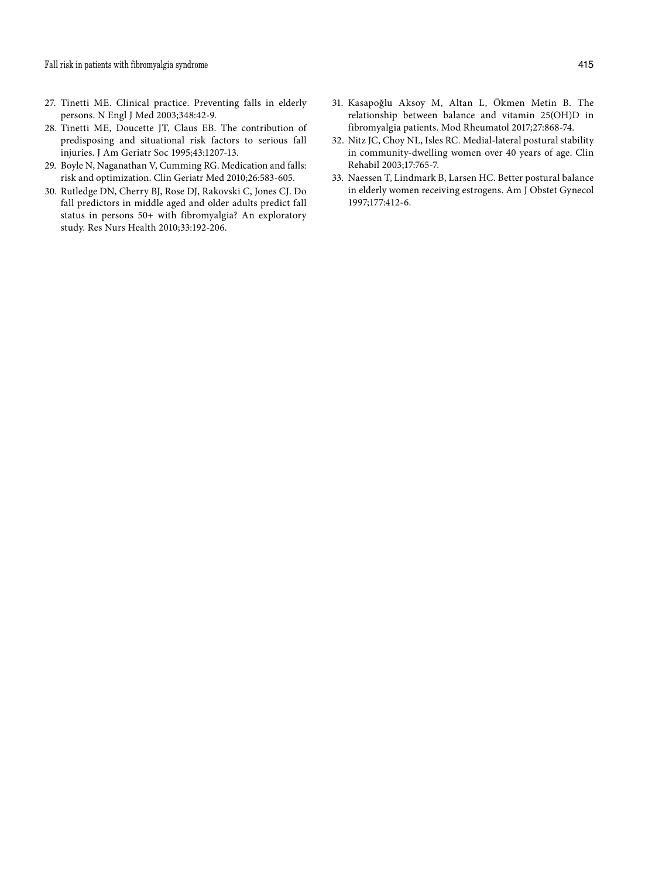27. Tinetti ME. Clinical practice. Preventing falls in elderly persons. N Engl J Med 2003;348:42-9.
28. Tinetti ME, Doucette JT, Claus EB. The contribution of predisposing and situational risk factors to serious fall injuries. J Am Geriatr Soc 1995;43:1207-13.
29. Boyle N, Naganathan V, Cumming RG. Medication and falls: risk and optimization. Clin Geriatr Med 2010;26:583-605.
30. Rutledge DN, Cherry BJ, Rose DJ, Rakovski C, Jones CJ. Do fall predictors in middle aged and older adults predict fall status in persons 50+ with fibromyalgia? An exploratory study. Res Nurs Health 2010;33:192-206.
31. Kasapoğlu Aksoy M, Altan L, Ökmen Metin B. The relationship between balance and vitamin 25(OH)D in fibromyalgia patients. Mod Rheumatol 2017;27:868-74.
32. Nitz JC, Choy NL, Isles RC. Medial-lateral postural stability in community-dwelling women over 40 years of age. Clin Rehabil 2003;17:765-7.
33. Naessen T, Lindmark B, Larsen HC. Better postural balance in elderly women receiving estrogens. Am J Obstet Gynecol 1997;177:412-6.